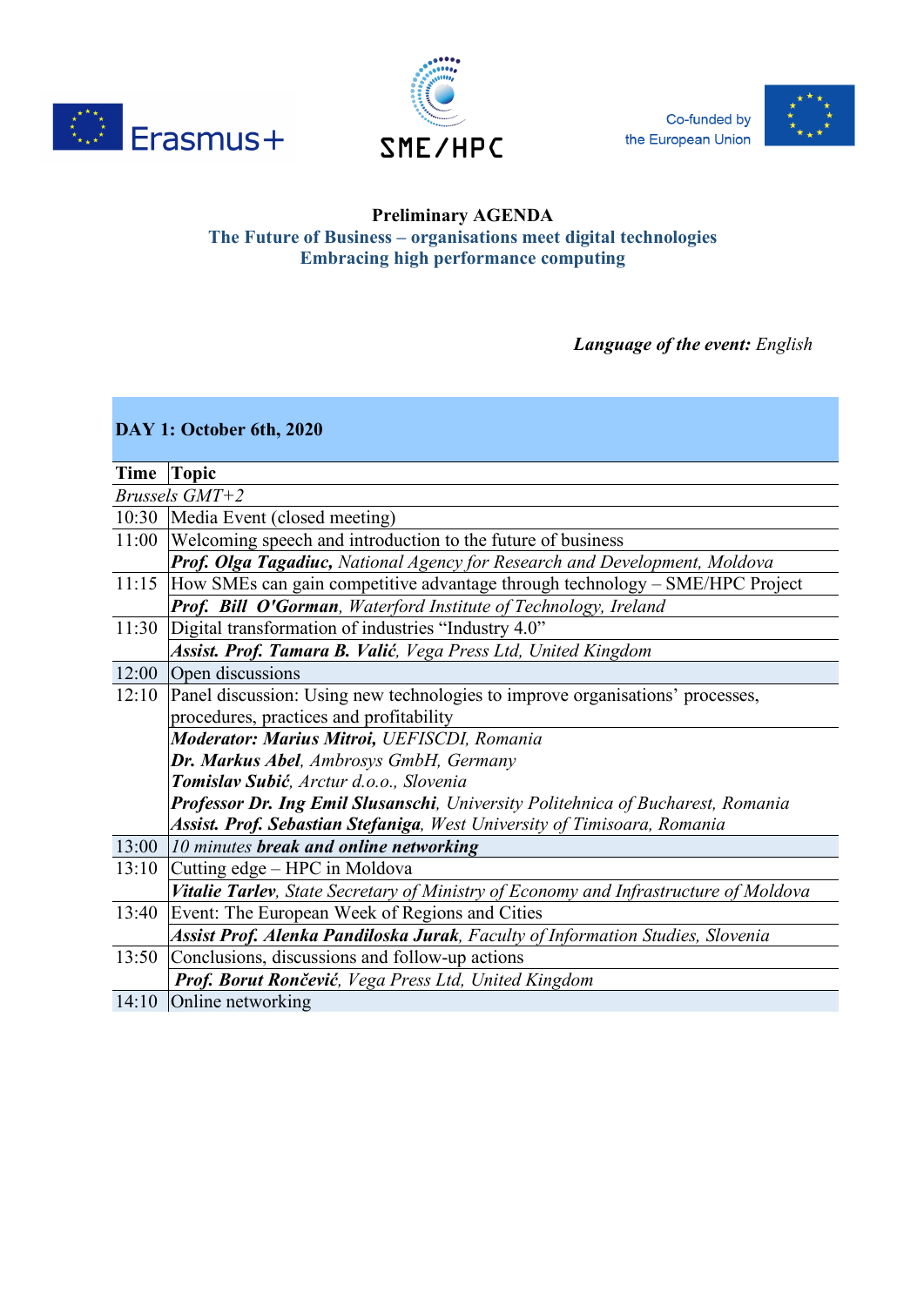Erasmus+

SME/HPC

Co-funded by the European Union

**Preliminary AGENDA**

**The Future of Business – organisations meet digital technologies**

**Embracing high performance computing**

***Language of the event:*** *English*

| **DAY 1: October 6th, 2020** | |
|---|---|
| **Time** | **Topic** |
| *Brussels GMT+2* | |
| 10:30 | Media Event (closed meeting) |
| 11:00 | Welcoming speech and introduction to the future of business |
| | ***Prof. Olga Tagadiuc,*** *National Agency for Research and Development, Moldova* |
| 11:15 | How SMEs can gain competitive advantage through technology – SME/HPC Project |
| | ***Prof. Bill O'Gorman****, Waterford Institute of Technology, Ireland* |
| 11:30 | Digital transformation of industries "Industry 4.0" |
| | ***Assist. Prof. Tamara B. Valić****, Vega Press Ltd, United Kingdom* |
| 12:00 | Open discussions |
| 12:10 | Panel discussion: Using new technologies to improve organisations' processes, procedures, practices and profitability |
| | ***Moderator: Marius Mitroi,*** *UEFISCDI, Romania* |
| | ***Dr. Markus Abel****, Ambrosys GmbH, Germany* |
| | ***Tomislav Subić****, Arctur d.o.o., Slovenia* |
| | ***Professor Dr. Ing Emil Slusanschi****, University Politehnica of Bucharest, Romania* |
| | ***Assist. Prof. Sebastian Stefaniga****, West University of Timisoara, Romania* |
| 13:00 | *10 minutes* ***break and online networking*** |
| 13:10 | Cutting edge – HPC in Moldova |
| | ***Vitalie Tarlev****, State Secretary of Ministry of Economy and Infrastructure of Moldova* |
| 13:40 | Event: The European Week of Regions and Cities |
| | ***Assist Prof. Alenka Pandiloska Jurak****, Faculty of Information Studies, Slovenia* |
| 13:50 | Conclusions, discussions and follow-up actions |
| | ***Prof. Borut Rončević****, Vega Press Ltd, United Kingdom* |
| 14:10 | Online networking |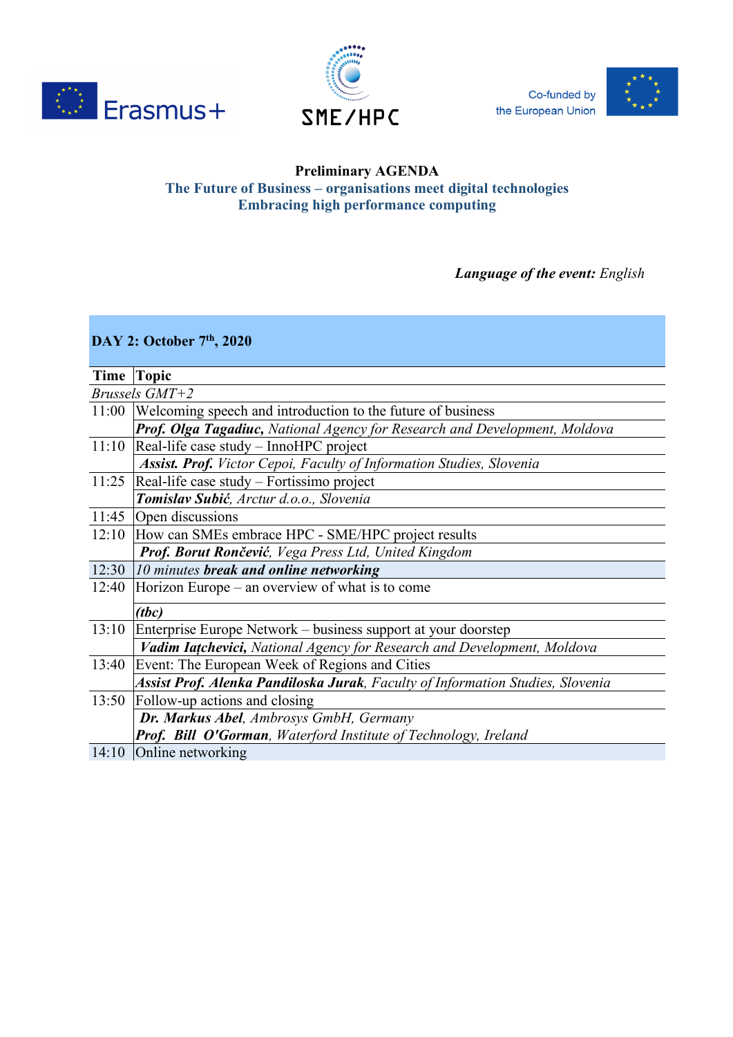Erasmus+

SME/HPC

Co-funded by the European Union

**Preliminary AGENDA**

**The Future of Business – organisations meet digital technologies**

**Embracing high performance computing**

***Language of the event:*** *English*

| **DAY 2: October 7th, 2020** | |
|---|---|
| **Time** | **Topic** |
| *Brussels GMT+2* | |
| 11:00 | Welcoming speech and introduction to the future of business |
| | ***Prof. Olga Tagadiuc,*** *National Agency for Research and Development, Moldova* |
| 11:10 | Real-life case study – InnoHPC project |
| | ***Assist. Prof.*** *Victor Cepoi, Faculty of Information Studies, Slovenia* |
| 11:25 | Real-life case study – Fortissimo project |
| | ***Tomislav Subić****, Arctur d.o.o., Slovenia* |
| 11:45 | Open discussions |
| 12:10 | How can SMEs embrace HPC - SME/HPC project results |
| | ***Prof. Borut Rončević****, Vega Press Ltd, United Kingdom* |
| 12:30 | *10 minutes* ***break and online networking*** |
| 12:40 | Horizon Europe – an overview of what is to come |
| | ***(tbc)*** |
| 13:10 | Enterprise Europe Network – business support at your doorstep |
| | ***Vadim Iațchevici,*** *National Agency for Research and Development, Moldova* |
| 13:40 | Event: The European Week of Regions and Cities |
| | ***Assist Prof. Alenka Pandiloska Jurak****, Faculty of Information Studies, Slovenia* |
| 13:50 | Follow-up actions and closing |
| | ***Dr. Markus Abel****, Ambrosys GmbH, Germany* |
| | ***Prof. Bill O'Gorman****, Waterford Institute of Technology, Ireland* |
| 14:10 | Online networking |